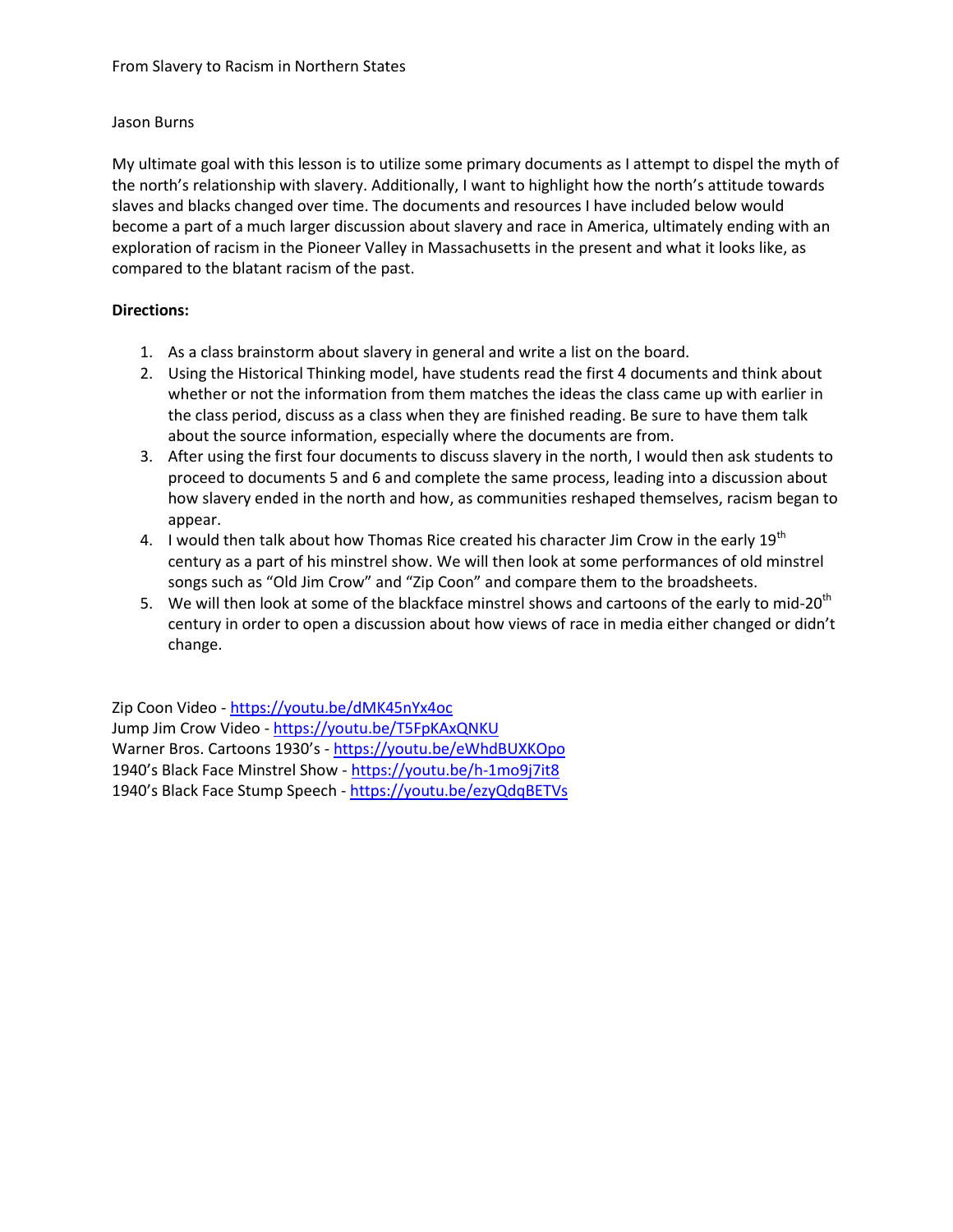From Slavery to Racism in Northern States

Jason Burns

My ultimate goal with this lesson is to utilize some primary documents as I attempt to dispel the myth of the north's relationship with slavery. Additionally, I want to highlight how the north's attitude towards slaves and blacks changed over time. The documents and resources I have included below would become a part of a much larger discussion about slavery and race in America, ultimately ending with an exploration of racism in the Pioneer Valley in Massachusetts in the present and what it looks like, as compared to the blatant racism of the past.

**Directions:**

1. As a class brainstorm about slavery in general and write a list on the board.
2. Using the Historical Thinking model, have students read the first 4 documents and think about whether or not the information from them matches the ideas the class came up with earlier in the class period, discuss as a class when they are finished reading. Be sure to have them talk about the source information, especially where the documents are from.
3. After using the first four documents to discuss slavery in the north, I would then ask students to proceed to documents 5 and 6 and complete the same process, leading into a discussion about how slavery ended in the north and how, as communities reshaped themselves, racism began to appear.
4. I would then talk about how Thomas Rice created his character Jim Crow in the early 19th century as a part of his minstrel show. We will then look at some performances of old minstrel songs such as "Old Jim Crow" and "Zip Coon" and compare them to the broadsheets.
5. We will then look at some of the blackface minstrel shows and cartoons of the early to mid-20th century in order to open a discussion about how views of race in media either changed or didn't change.

Zip Coon Video - https://youtu.be/dMK45nYx4oc
Jump Jim Crow Video - https://youtu.be/T5FpKAxQNKU
Warner Bros. Cartoons 1930's - https://youtu.be/eWhdBUXKOpo
1940's Black Face Minstrel Show - https://youtu.be/h-1mo9j7it8
1940's Black Face Stump Speech - https://youtu.be/ezyQdqBETVs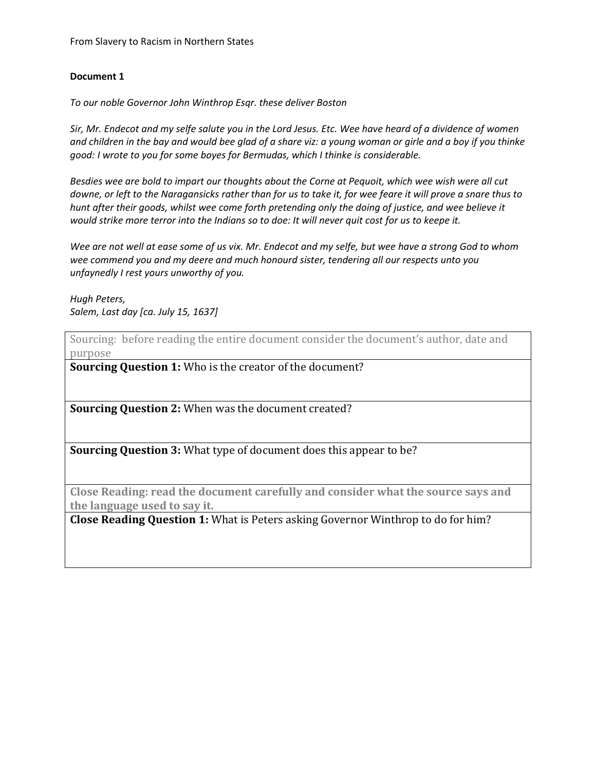From Slavery to Racism in Northern States

**Document 1**

*To our noble Governor John Winthrop Esqr. these deliver Boston*

*Sir, Mr. Endecot and my selfe salute you in the Lord Jesus. Etc. Wee have heard of a dividence of women and children in the bay and would bee glad of a share viz: a young woman or girle and a boy if you thinke good: I wrote to you for some boyes for Bermudas, which I thinke is considerable.*

*Besdies wee are bold to impart our thoughts about the Corne at Pequoit, which wee wish were all cut downe, or left to the Naragansicks rather than for us to take it, for wee feare it will prove a snare thus to hunt after their goods, whilst wee come forth pretending only the doing of justice, and wee believe it would strike more terror into the Indians so to doe: It will never quit cost for us to keepe it.*

*Wee are not well at ease some of us vix. Mr. Endecot and my selfe, but wee have a strong God to whom wee commend you and my deere and much honourd sister, tendering all our respects unto you unfaynedly I rest yours unworthy of you.*

*Hugh Peters,*
*Salem, Last day [ca. July 15, 1637]*

| Sourcing: before reading the entire document consider the document's author, date and purpose |
| --- |
| **Sourcing Question 1:** Who is the creator of the document? |
| **Sourcing Question 2:** When was the document created? |
| **Sourcing Question 3:** What type of document does this appear to be? |
| **Close Reading: read the document carefully and consider what the source says and the language used to say it.** |
| **Close Reading Question 1:** What is Peters asking Governor Winthrop to do for him? |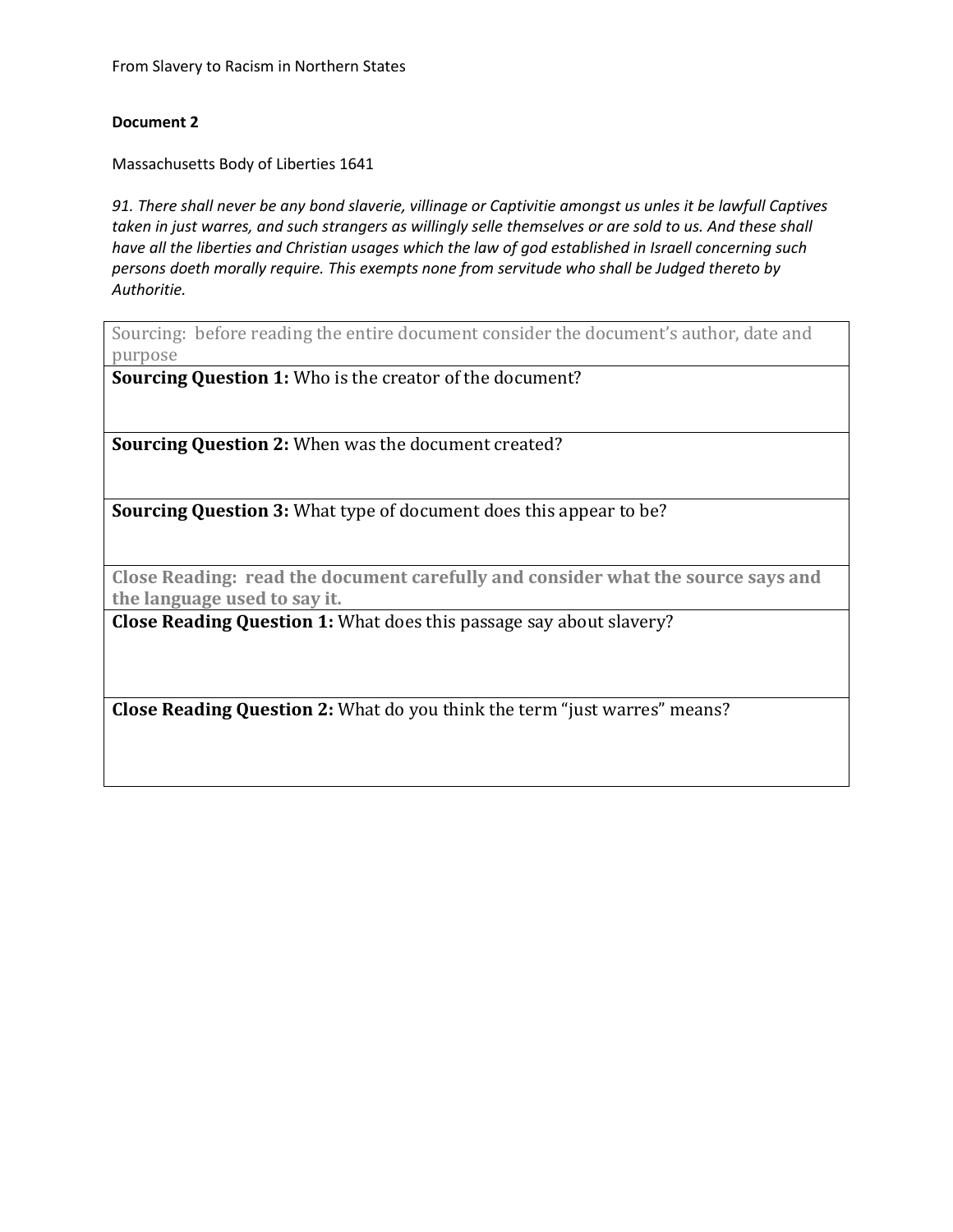From Slavery to Racism in Northern States

**Document 2**

Massachusetts Body of Liberties 1641

*91. There shall never be any bond slaverie, villinage or Captivitie amongst us unles it be lawfull Captives taken in just warres, and such strangers as willingly selle themselves or are sold to us. And these shall have all the liberties and Christian usages which the law of god established in Israell concerning such persons doeth morally require. This exempts none from servitude who shall be Judged thereto by Authoritie.*

| Sourcing: before reading the entire document consider the document's author, date and purpose |
| --- |
| **Sourcing Question 1:** Who is the creator of the document? |
| **Sourcing Question 2:** When was the document created? |
| **Sourcing Question 3:** What type of document does this appear to be? |
| **Close Reading: read the document carefully and consider what the source says and the language used to say it.** |
| **Close Reading Question 1:** What does this passage say about slavery? |
| **Close Reading Question 2:** What do you think the term "just warres" means? |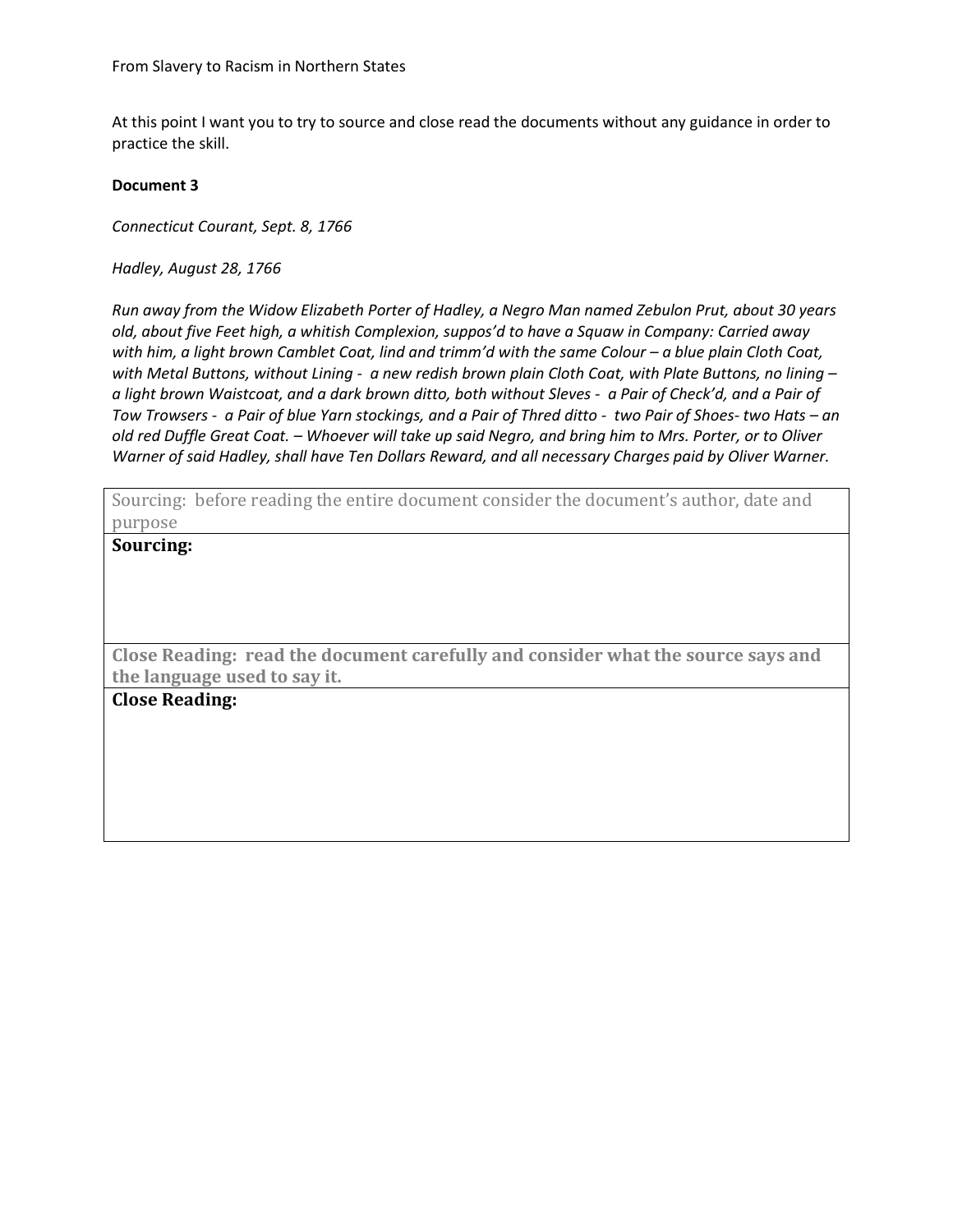From Slavery to Racism in Northern States

At this point I want you to try to source and close read the documents without any guidance in order to practice the skill.

**Document 3**

*Connecticut Courant, Sept. 8, 1766*

*Hadley, August 28, 1766*

*Run away from the Widow Elizabeth Porter of Hadley, a Negro Man named Zebulon Prut, about 30 years old, about five Feet high, a whitish Complexion, suppos'd to have a Squaw in Company: Carried away with him, a light brown Camblet Coat, lind and trimm'd with the same Colour – a blue plain Cloth Coat, with Metal Buttons, without Lining - a new redish brown plain Cloth Coat, with Plate Buttons, no lining – a light brown Waistcoat, and a dark brown ditto, both without Sleves - a Pair of Check'd, and a Pair of Tow Trowsers - a Pair of blue Yarn stockings, and a Pair of Thred ditto - two Pair of Shoes- two Hats – an old red Duffle Great Coat. – Whoever will take up said Negro, and bring him to Mrs. Porter, or to Oliver Warner of said Hadley, shall have Ten Dollars Reward, and all necessary Charges paid by Oliver Warner.*

| Sourcing: before reading the entire document consider the document's author, date and purpose |
|---|
| **Sourcing:** |
| **Close Reading: read the document carefully and consider what the source says and the language used to say it.** |
| **Close Reading:** |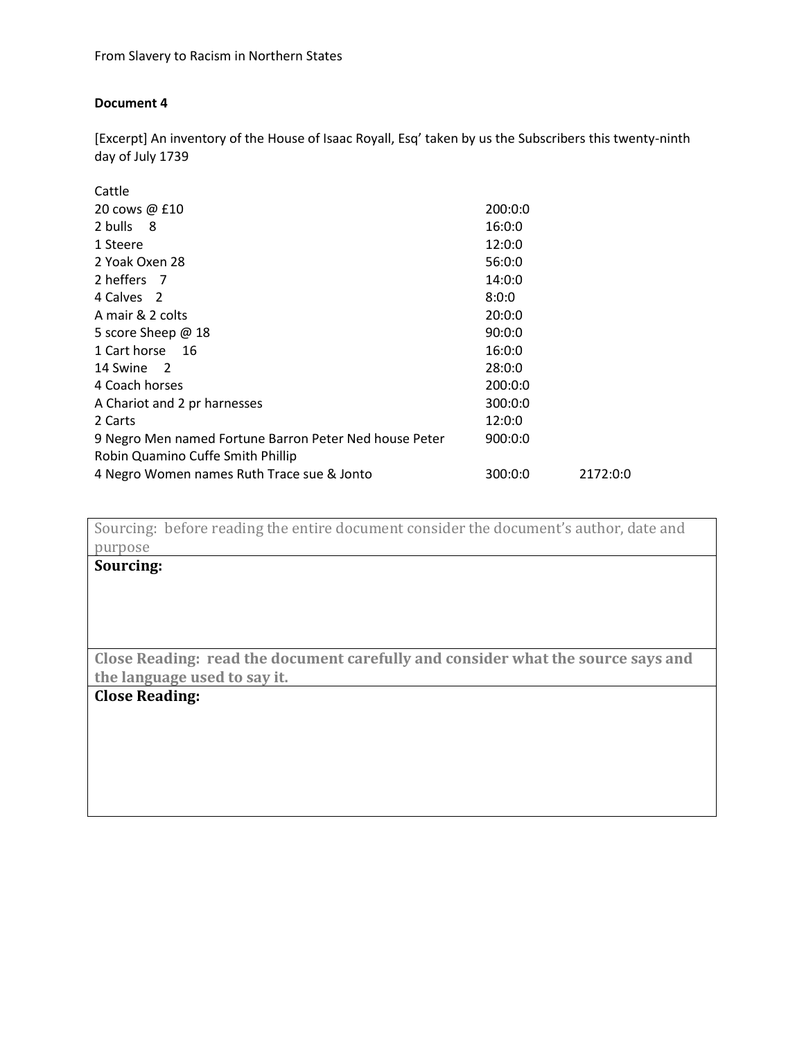## Document 4

[Excerpt] An inventory of the House of Isaac Royall, Esq' taken by us the Subscribers this twenty-ninth day of July 1739

| Cattle | | |
|---|---|---|
| 20 cows @ £10 | 200:0:0 | |
| 2 bulls  8 | 16:0:0 | |
| 1 Steere | 12:0:0 | |
| 2 Yoak Oxen 28 | 56:0:0 | |
| 2 heffers  7 | 14:0:0 | |
| 4 Calves  2 | 8:0:0 | |
| A mair & 2 colts | 20:0:0 | |
| 5 score Sheep @ 18 | 90:0:0 | |
| 1 Cart horse  16 | 16:0:0 | |
| 14 Swine  2 | 28:0:0 | |
| 4 Coach horses | 200:0:0 | |
| A Chariot and 2 pr harnesses | 300:0:0 | |
| 2 Carts | 12:0:0 | |
| 9 Negro Men named Fortune Barron Peter Ned house Peter Robin Quamino Cuffe Smith Phillip | 900:0:0 | |
| 4 Negro Women names Ruth Trace sue & Jonto | 300:0:0 | 2172:0:0 |

| Sourcing: before reading the entire document consider the document's author, date and purpose |
|---|
| **Sourcing:** |
| **Close Reading: read the document carefully and consider what the source says and the language used to say it.** |
| **Close Reading:** |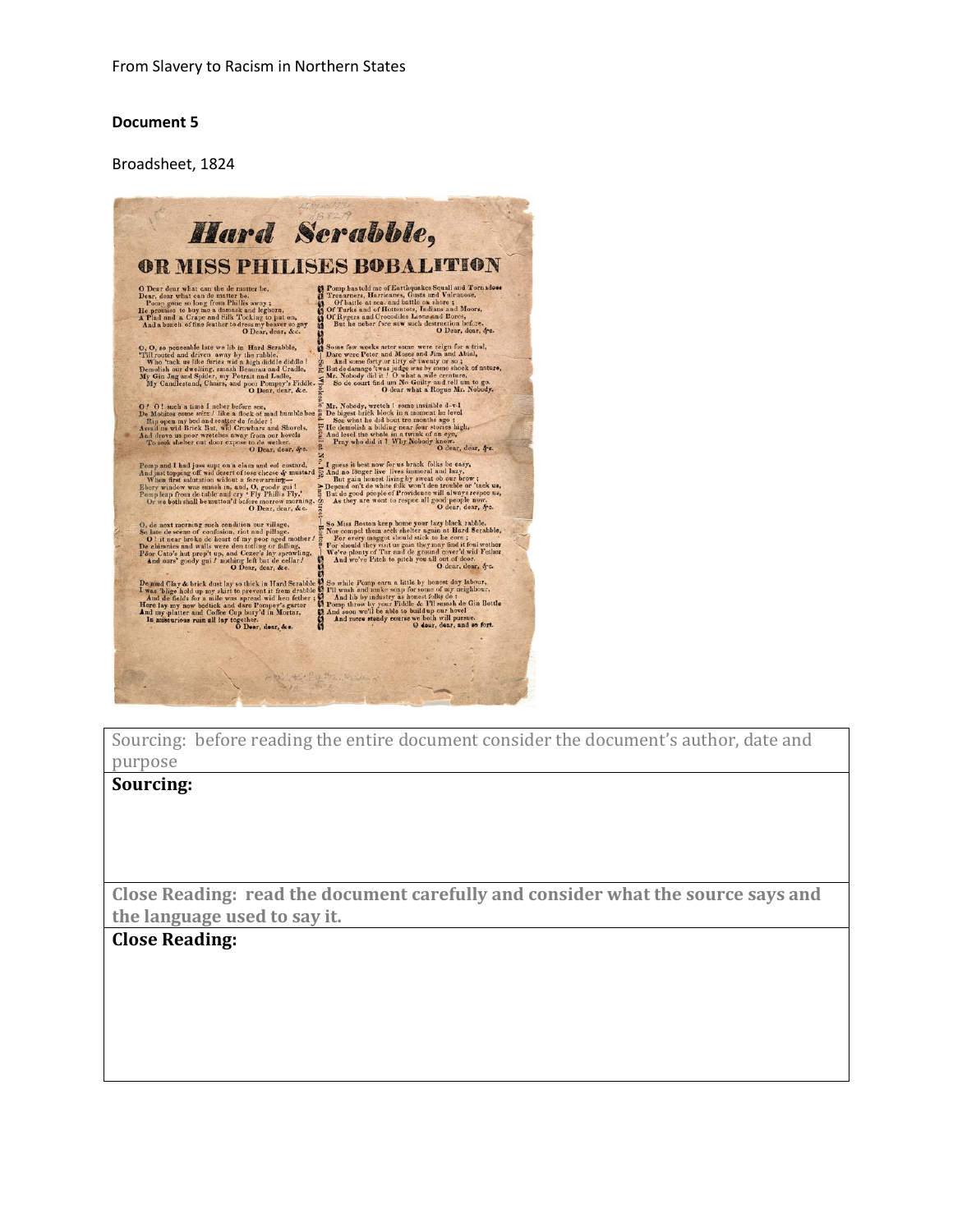**Document 5**

Broadsheet, 1824

# Hard Scrabble,

## OR MISS PHILISES BOBALITION

O Dear dear what can de matter be,
Dear, dear what can de matter be.
Pompe gone so long from Phillis away;
He promise to buy me a damask and leghorn,
A Plad and a Crape and Silk 'Tocking to put on,
And a bunch of fine feather to dress my beaver so gay
O Dear, dear, &c.

O, O, so peaceable late we lib in Hard Scrabble,
'Till routed and driven away by the rabble,
Who 'tack us like furies wid a high diddle diddle!
Demolish our dwelling, smash Beaureau and Cradle,
My Gin Jug and Spider, my Potrait and Ladle,
My Candlestand, Chairs, and poor Pompey's Fiddle.
O Dear, dear, &c.

O! O! such a time I neber before see,
De Mobites come wizz! like a flock of mad humble bee
Rip open my bed and scatter de fedder!
Assail us wid Brick Bat, wid Crowbars and Shovels,
And drove us poor wretches away from our hovels
To seek shelter out door expose to de wether.
O Dear, dear, &c.

Pomp and I had juss supt on a clam and eel custard,
And just topping off wid desert of tose cheese & mustard
When first salutation widout a forewarning—
Ebery window was smash in, and, O, goody gui!
Pomp leap from de table and cry 'Fly Phillis Fly,'
Or we both shall be mutton'd before morrow morning.
O Dear, dear, &c.

O, de next morning such condition our village,
So late de scene of confusion, riot and pillage.
O! it near broke de heart of my poor aged mother!
De chimnies and walls were den totling or falling,
Poor Cato's hut prop't up, and Cezer's lay sprawling,
And ours' goody gui! nothing left but de cellar!
O Dear, dear, &c.

De mud Clay & brick dust lay so thick in Hard Scrabble
I was 'blige hold up my skirt to prevent it from drabble
And de fields for a mile was spread wid hen fether;
Here lay my new bodtick and dare Pompey's garter
And my platter and Coffee Cup bury'd in Mortar,
In miscurious ruin all lay together.
O Dear, dear, &c.

Pomp has told me of Earthquakes Squall and Tornadoes
Tremours, Hurricanes, Gusts and Valcanoes,
Of battle at sea, and battle on shore;
Of Turks and of Hottentots, Indians and Moors,
Of Rygers and Crocodiles Leons and Bores,
But he neber face saw such destruction before.
O Dear, dear, &c.

Some few weeks arter some were reign for a trial,
Dare were Peter and Moses and Jim and Abial,
And some forty or tirty or twenty or so;
But de damage 'twas judge was by some shock of nature,
Mr. Nobody did it! O what a wile creature,
So de court find um No Guilty and tell um to go.
O dear what a Rogue Mr. Nobody.

Mr. Nobody, wretch! some invisible d–v–l
De bigest brick block in a moment he level
See what he did bout tre months ago;
He demolish a bilding near four stories high,
And level the whole in a twink of an eye,
Pray who did it? Why Nobody know.
O dear, dear, &c.

I guess it best now for us brack folks be easy,
And no longer live lives immoral and lazy,
But gain honest living by sweat ob our brow;
Depend on't de white folk won't den trouble or 'tack us,
But de good people of Providence will always respec us,
As they are wont to respec all good people now.
O dear, dear, &c.

So Miss Boston keep home your lazy black rabble,
Nor compel them seek shelter again at Hard Scrabble,
For every maggot should stick to he core;
For should they visit us gain they may find it foul wether
We've plenty of Tar and de ground cover'd wid Fether
And we've Pitch to pitch you all out of door.
O dear, dear, &c.

So while Pomp earn a little by honest day labour,
I'll wash and make soap for some of my neighbour,
And lib by industry as honest folks do:
Pomp throw by your Fiddle & I'll smash de Gin Bottle
And soon we'll be able to build up our hovel
And more steady course we both will pursue.
O dear, dear, and so fort.

Sold Wholesale and Retail at No. 18 Ann-Street—Boston.

---

Sourcing: before reading the entire document consider the document's author, date and purpose

**Sourcing:**

**Close Reading: read the document carefully and consider what the source says and the language used to say it.**

**Close Reading:**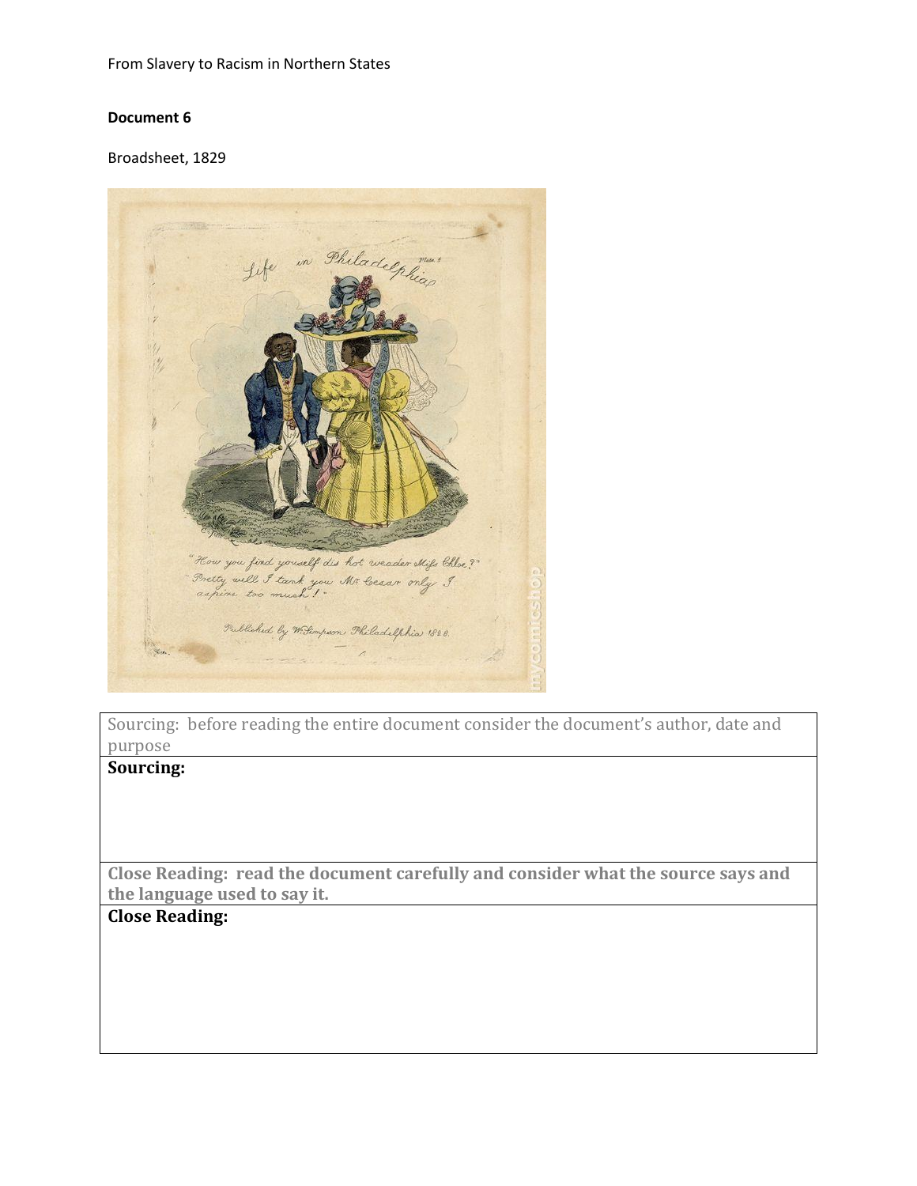**Document 6**

Broadsheet, 1829

Life in Philadelphia

Plate 4

"How you find yourself dis hot weader Miss Chloe?"
"Pretty well I tank you Mr. Cesar only I aspire too much!"

Published by W. Simpson, Philadelphia 1829.

Sourcing: before reading the entire document consider the document's author, date and purpose

**Sourcing:**

**Close Reading: read the document carefully and consider what the source says and the language used to say it.**

**Close Reading:**